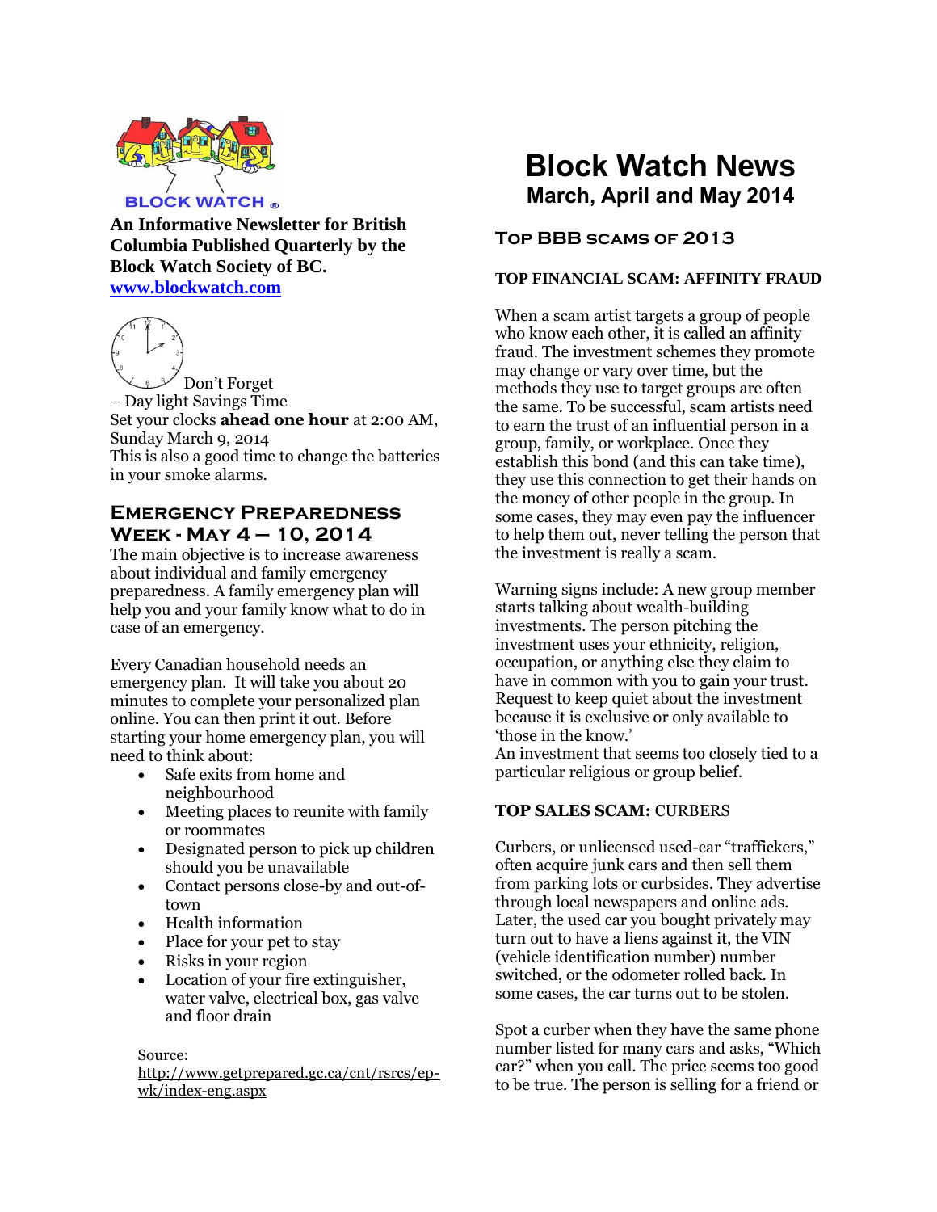BLOCK WATCH ®

**An Informative Newsletter for British Columbia Published Quarterly by the Block Watch Society of BC.**
**[www.blockwatch.com](http://www.blockwatch.com)**

Don't Forget – Day light Savings Time
Set your clocks **ahead one hour** at 2:00 AM, Sunday March 9, 2014
This is also a good time to change the batteries in your smoke alarms.

## Emergency Preparedness Week - May 4 – 10, 2014

The main objective is to increase awareness about individual and family emergency preparedness. A family emergency plan will help you and your family know what to do in case of an emergency.

Every Canadian household needs an emergency plan. It will take you about 20 minutes to complete your personalized plan online. You can then print it out. Before starting your home emergency plan, you will need to think about:

- Safe exits from home and neighbourhood
- Meeting places to reunite with family or roommates
- Designated person to pick up children should you be unavailable
- Contact persons close-by and out-of-town
- Health information
- Place for your pet to stay
- Risks in your region
- Location of your fire extinguisher, water valve, electrical box, gas valve and floor drain

Source:
http://www.getprepared.gc.ca/cnt/rsrcs/ep-wk/index-eng.aspx

# Block Watch News
## March, April and May 2014

## Top BBB scams of 2013

### TOP FINANCIAL SCAM: AFFINITY FRAUD

When a scam artist targets a group of people who know each other, it is called an affinity fraud. The investment schemes they promote may change or vary over time, but the methods they use to target groups are often the same. To be successful, scam artists need to earn the trust of an influential person in a group, family, or workplace. Once they establish this bond (and this can take time), they use this connection to get their hands on the money of other people in the group. In some cases, they may even pay the influencer to help them out, never telling the person that the investment is really a scam.

Warning signs include: A new group member starts talking about wealth-building investments. The person pitching the investment uses your ethnicity, religion, occupation, or anything else they claim to have in common with you to gain your trust. Request to keep quiet about the investment because it is exclusive or only available to 'those in the know.'
An investment that seems too closely tied to a particular religious or group belief.

### TOP SALES SCAM: CURBERS

Curbers, or unlicensed used-car "traffickers," often acquire junk cars and then sell them from parking lots or curbsides. They advertise through local newspapers and online ads. Later, the used car you bought privately may turn out to have a liens against it, the VIN (vehicle identification number) number switched, or the odometer rolled back. In some cases, the car turns out to be stolen.

Spot a curber when they have the same phone number listed for many cars and asks, "Which car?" when you call. The price seems too good to be true. The person is selling for a friend or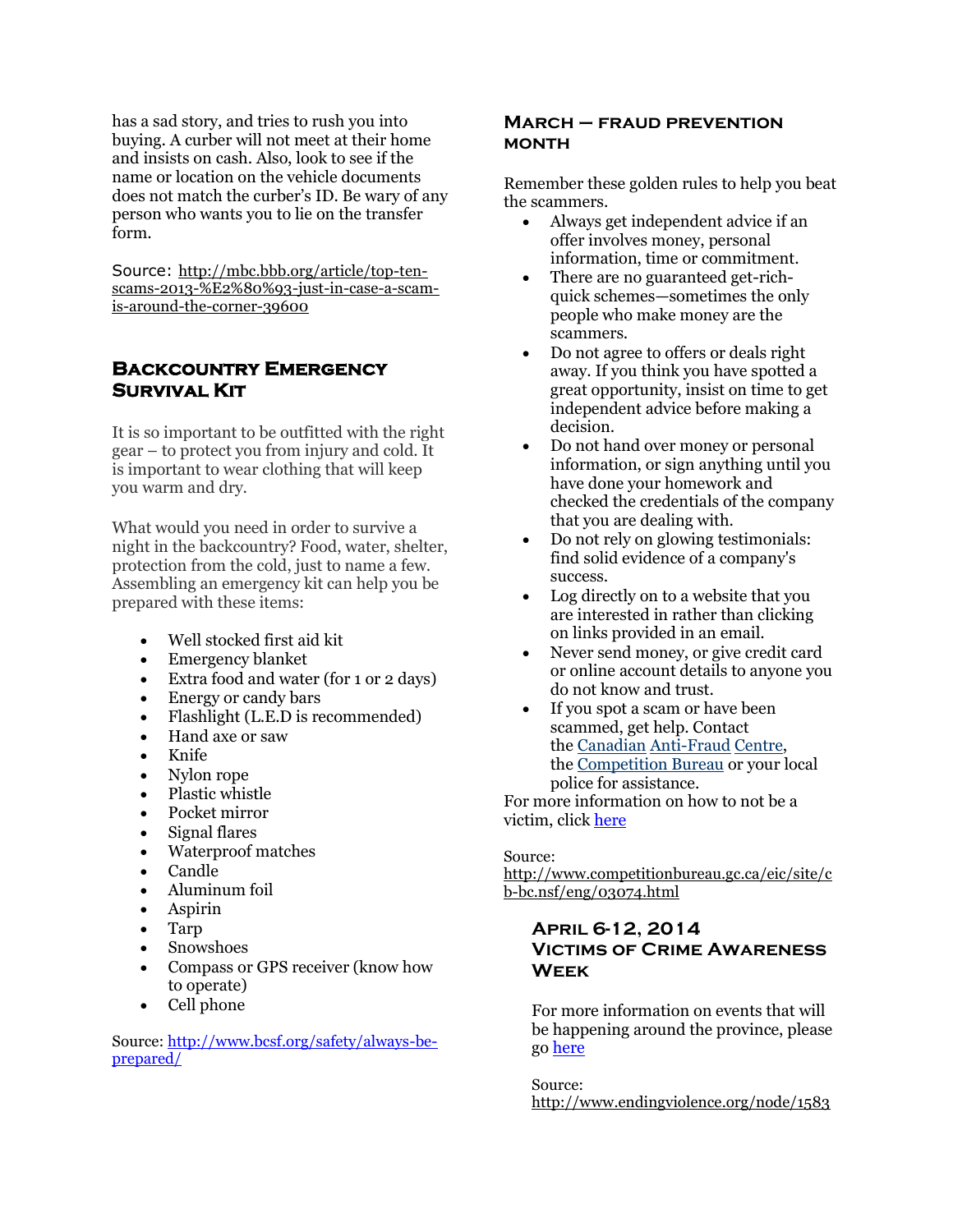has a sad story, and tries to rush you into buying. A curber will not meet at their home and insists on cash. Also, look to see if the name or location on the vehicle documents does not match the curber's ID. Be wary of any person who wants you to lie on the transfer form.

Source: http://mbc.bbb.org/article/top-ten-scams-2013-%E2%80%93-just-in-case-a-scam-is-around-the-corner-39600

## Backcountry Emergency Survival Kit

It is so important to be outfitted with the right gear – to protect you from injury and cold. It is important to wear clothing that will keep you warm and dry.

What would you need in order to survive a night in the backcountry? Food, water, shelter, protection from the cold, just to name a few. Assembling an emergency kit can help you be prepared with these items:

- Well stocked first aid kit
- Emergency blanket
- Extra food and water (for 1 or 2 days)
- Energy or candy bars
- Flashlight (L.E.D is recommended)
- Hand axe or saw
- Knife
- Nylon rope
- Plastic whistle
- Pocket mirror
- Signal flares
- Waterproof matches
- Candle
- Aluminum foil
- Aspirin
- Tarp
- Snowshoes
- Compass or GPS receiver (know how to operate)
- Cell phone

Source: http://www.bcsf.org/safety/always-be-prepared/

## March – Fraud Prevention Month

Remember these golden rules to help you beat the scammers.

- Always get independent advice if an offer involves money, personal information, time or commitment.
- There are no guaranteed get-rich-quick schemes—sometimes the only people who make money are the scammers.
- Do not agree to offers or deals right away. If you think you have spotted a great opportunity, insist on time to get independent advice before making a decision.
- Do not hand over money or personal information, or sign anything until you have done your homework and checked the credentials of the company that you are dealing with.
- Do not rely on glowing testimonials: find solid evidence of a company's success.
- Log directly on to a website that you are interested in rather than clicking on links provided in an email.
- Never send money, or give credit card or online account details to anyone you do not know and trust.
- If you spot a scam or have been scammed, get help. Contact the Canadian Anti-Fraud Centre, the Competition Bureau or your local police for assistance.

For more information on how to not be a victim, click here

Source: http://www.competitionbureau.gc.ca/eic/site/cb-bc.nsf/eng/03074.html

## April 6-12, 2014 Victims of Crime Awareness Week

For more information on events that will be happening around the province, please go here

Source: http://www.endingviolence.org/node/1583